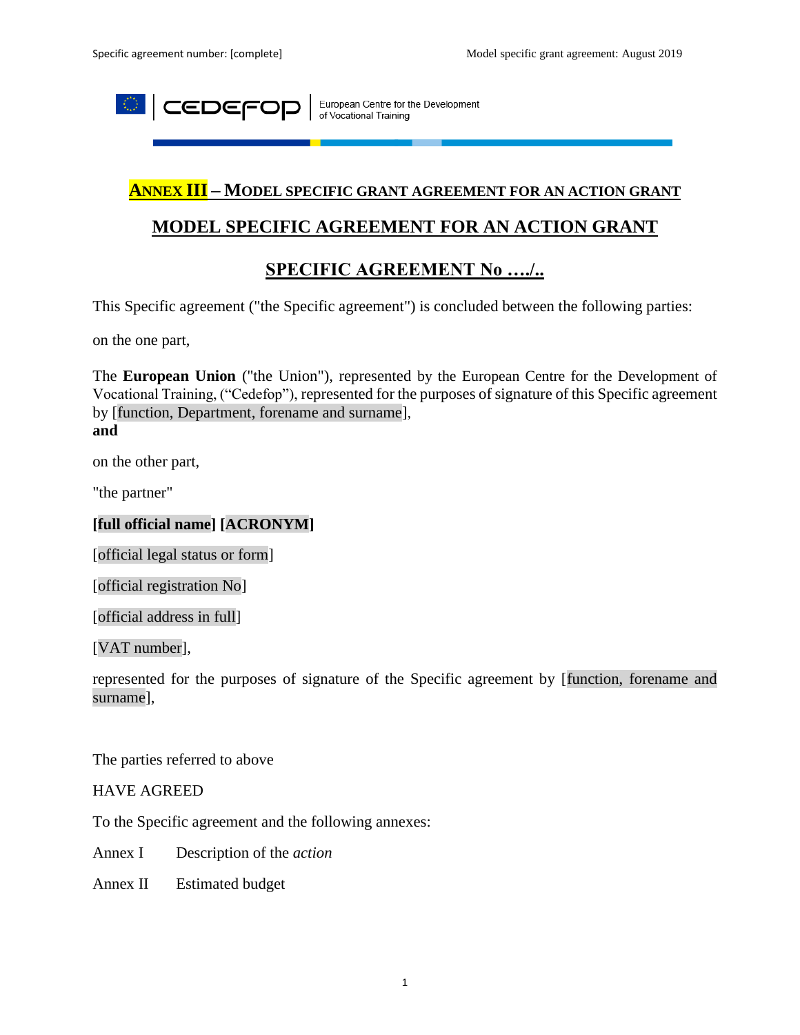European Centre for the Development of Vocational Training

# ANNEX III – MODEL SPECIFIC GRANT AGREEMENT FOR AN ACTION GRANT

## MODEL SPECIFIC AGREEMENT FOR AN ACTION GRANT

## SPECIFIC AGREEMENT No …./..

This Specific agreement ("the Specific agreement") is concluded between the following parties:

on the one part,

The **European Union** ("the Union"), represented by the European Centre for the Development of Vocational Training, ("Cedefop"), represented for the purposes of signature of this Specific agreement by [function, Department, forename and surname],

**and**

on the other part,

"the partner"

**[full official name] [ACRONYM]**

[official legal status or form]

[official registration No]

[official address in full]

[VAT number],

represented for the purposes of signature of the Specific agreement by [function, forename and surname],

The parties referred to above

HAVE AGREED

To the Specific agreement and the following annexes:

Annex I Description of the *action*

Annex II Estimated budget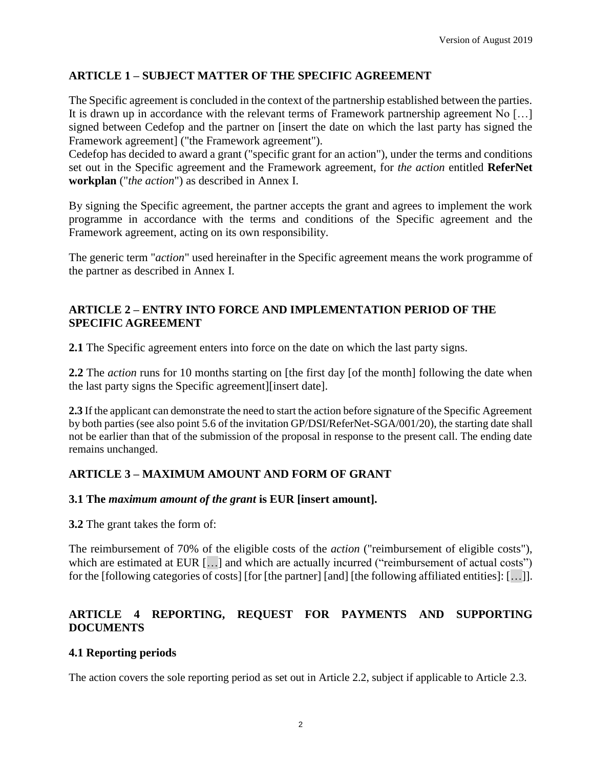## ARTICLE 1 – SUBJECT MATTER OF THE SPECIFIC AGREEMENT

The Specific agreement is concluded in the context of the partnership established between the parties. It is drawn up in accordance with the relevant terms of Framework partnership agreement No […] signed between Cedefop and the partner on [insert the date on which the last party has signed the Framework agreement] ("the Framework agreement").
Cedefop has decided to award a grant ("specific grant for an action"), under the terms and conditions set out in the Specific agreement and the Framework agreement, for *the action* entitled **ReferNet workplan** ("*the action*") as described in Annex I.

By signing the Specific agreement, the partner accepts the grant and agrees to implement the work programme in accordance with the terms and conditions of the Specific agreement and the Framework agreement, acting on its own responsibility.

The generic term "*action*" used hereinafter in the Specific agreement means the work programme of the partner as described in Annex I.

## ARTICLE 2 – ENTRY INTO FORCE AND IMPLEMENTATION PERIOD OF THE SPECIFIC AGREEMENT

**2.1** The Specific agreement enters into force on the date on which the last party signs.

**2.2** The *action* runs for 10 months starting on [the first day [of the month] following the date when the last party signs the Specific agreement][insert date].

**2.3** If the applicant can demonstrate the need to start the action before signature of the Specific Agreement by both parties (see also point 5.6 of the invitation GP/DSI/ReferNet-SGA/001/20), the starting date shall not be earlier than that of the submission of the proposal in response to the present call. The ending date remains unchanged.

## ARTICLE 3 – MAXIMUM AMOUNT AND FORM OF GRANT

### 3.1 The *maximum amount of the grant* is EUR [insert amount].

**3.2** The grant takes the form of:

The reimbursement of 70% of the eligible costs of the *action* ("reimbursement of eligible costs"), which are estimated at EUR […] and which are actually incurred ("reimbursement of actual costs") for the [following categories of costs] [for [the partner] [and] [the following affiliated entities]: […]].

## ARTICLE 4 REPORTING, REQUEST FOR PAYMENTS AND SUPPORTING DOCUMENTS

### 4.1 Reporting periods

The action covers the sole reporting period as set out in Article 2.2, subject if applicable to Article 2.3.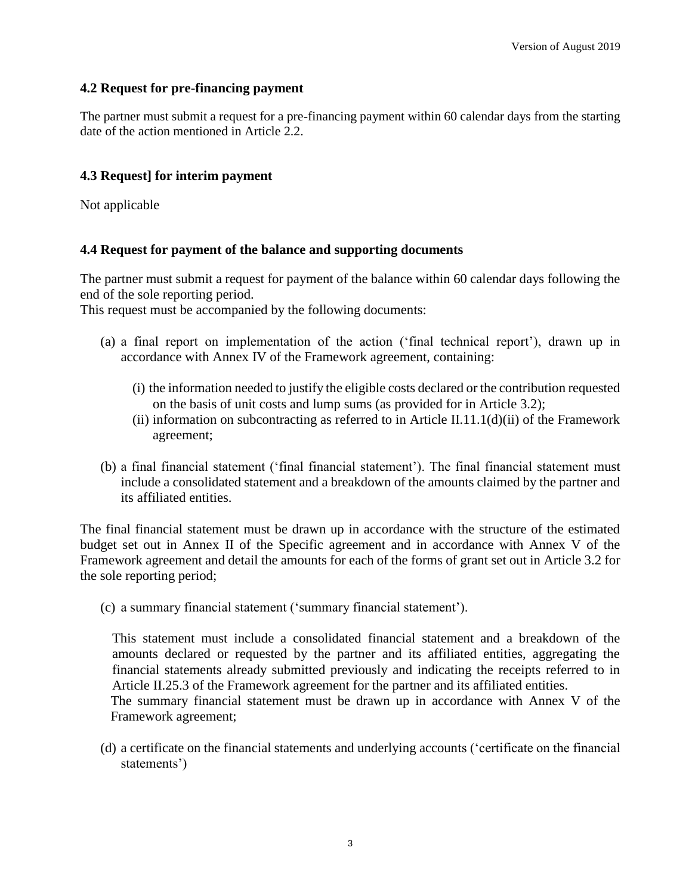### 4.2 Request for pre-financing payment

The partner must submit a request for a pre-financing payment within 60 calendar days from the starting date of the action mentioned in Article 2.2.

### 4.3 Request] for interim payment

Not applicable

### 4.4 Request for payment of the balance and supporting documents

The partner must submit a request for payment of the balance within 60 calendar days following the end of the sole reporting period.
This request must be accompanied by the following documents:

(a) a final report on implementation of the action ('final technical report'), drawn up in accordance with Annex IV of the Framework agreement, containing:

   (i) the information needed to justify the eligible costs declared or the contribution requested on the basis of unit costs and lump sums (as provided for in Article 3.2);
   (ii) information on subcontracting as referred to in Article II.11.1(d)(ii) of the Framework agreement;

(b) a final financial statement ('final financial statement'). The final financial statement must include a consolidated statement and a breakdown of the amounts claimed by the partner and its affiliated entities.

The final financial statement must be drawn up in accordance with the structure of the estimated budget set out in Annex II of the Specific agreement and in accordance with Annex V of the Framework agreement and detail the amounts for each of the forms of grant set out in Article 3.2 for the sole reporting period;

(c) a summary financial statement ('summary financial statement').

This statement must include a consolidated financial statement and a breakdown of the amounts declared or requested by the partner and its affiliated entities, aggregating the financial statements already submitted previously and indicating the receipts referred to in Article II.25.3 of the Framework agreement for the partner and its affiliated entities.
The summary financial statement must be drawn up in accordance with Annex V of the Framework agreement;

(d) a certificate on the financial statements and underlying accounts ('certificate on the financial statements')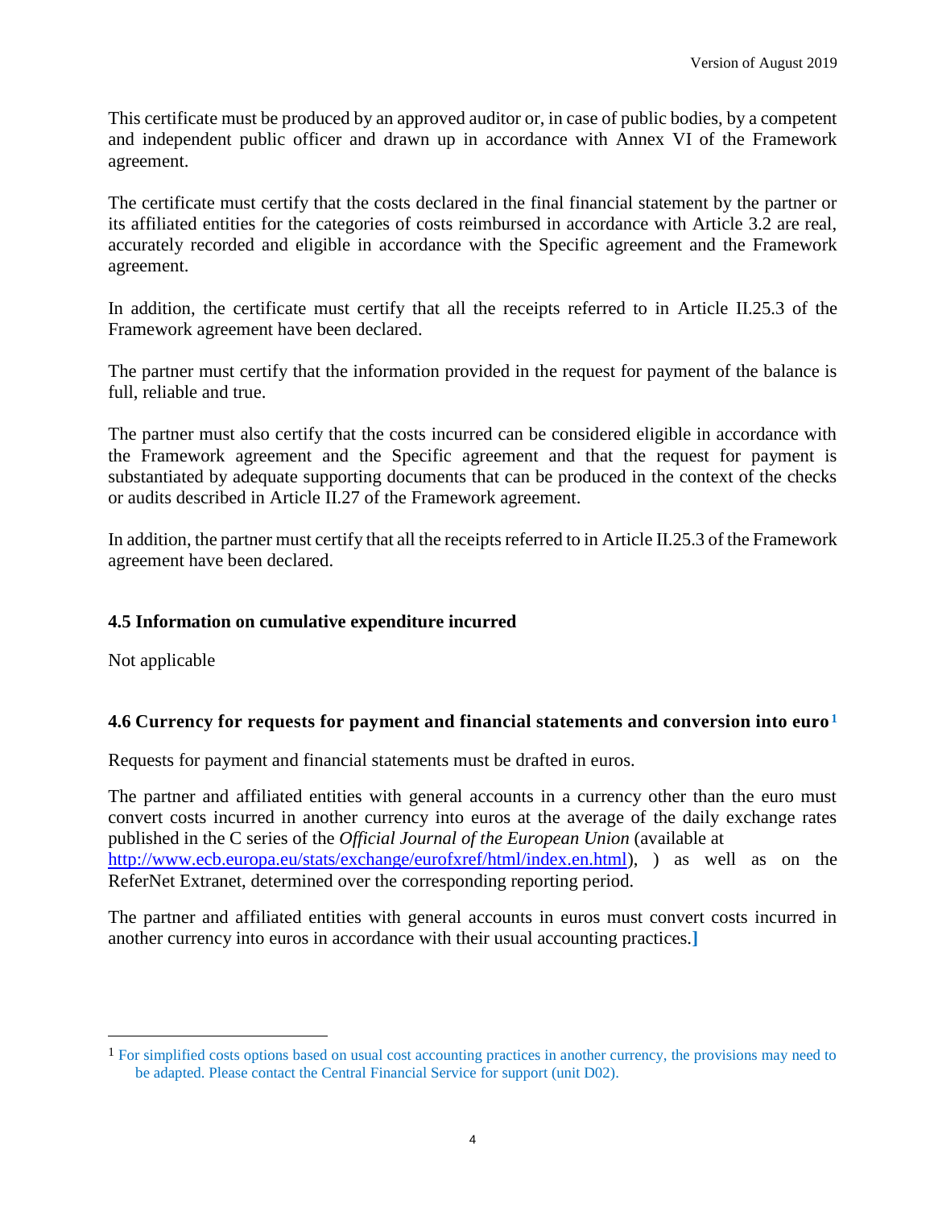This certificate must be produced by an approved auditor or, in case of public bodies, by a competent and independent public officer and drawn up in accordance with Annex VI of the Framework agreement.

The certificate must certify that the costs declared in the final financial statement by the partner or its affiliated entities for the categories of costs reimbursed in accordance with Article 3.2 are real, accurately recorded and eligible in accordance with the Specific agreement and the Framework agreement.

In addition, the certificate must certify that all the receipts referred to in Article II.25.3 of the Framework agreement have been declared.

The partner must certify that the information provided in the request for payment of the balance is full, reliable and true.

The partner must also certify that the costs incurred can be considered eligible in accordance with the Framework agreement and the Specific agreement and that the request for payment is substantiated by adequate supporting documents that can be produced in the context of the checks or audits described in Article II.27 of the Framework agreement.

In addition, the partner must certify that all the receipts referred to in Article II.25.3 of the Framework agreement have been declared.

### 4.5 Information on cumulative expenditure incurred

Not applicable

### 4.6 Currency for requests for payment and financial statements and conversion into euro[1]

Requests for payment and financial statements must be drafted in euros.

The partner and affiliated entities with general accounts in a currency other than the euro must convert costs incurred in another currency into euros at the average of the daily exchange rates published in the C series of the *Official Journal of the European Union* (available at http://www.ecb.europa.eu/stats/exchange/eurofxref/html/index.en.html), ) as well as on the ReferNet Extranet, determined over the corresponding reporting period.

The partner and affiliated entities with general accounts in euros must convert costs incurred in another currency into euros in accordance with their usual accounting practices.]

---

[1] For simplified costs options based on usual cost accounting practices in another currency, the provisions may need to be adapted. Please contact the Central Financial Service for support (unit D02).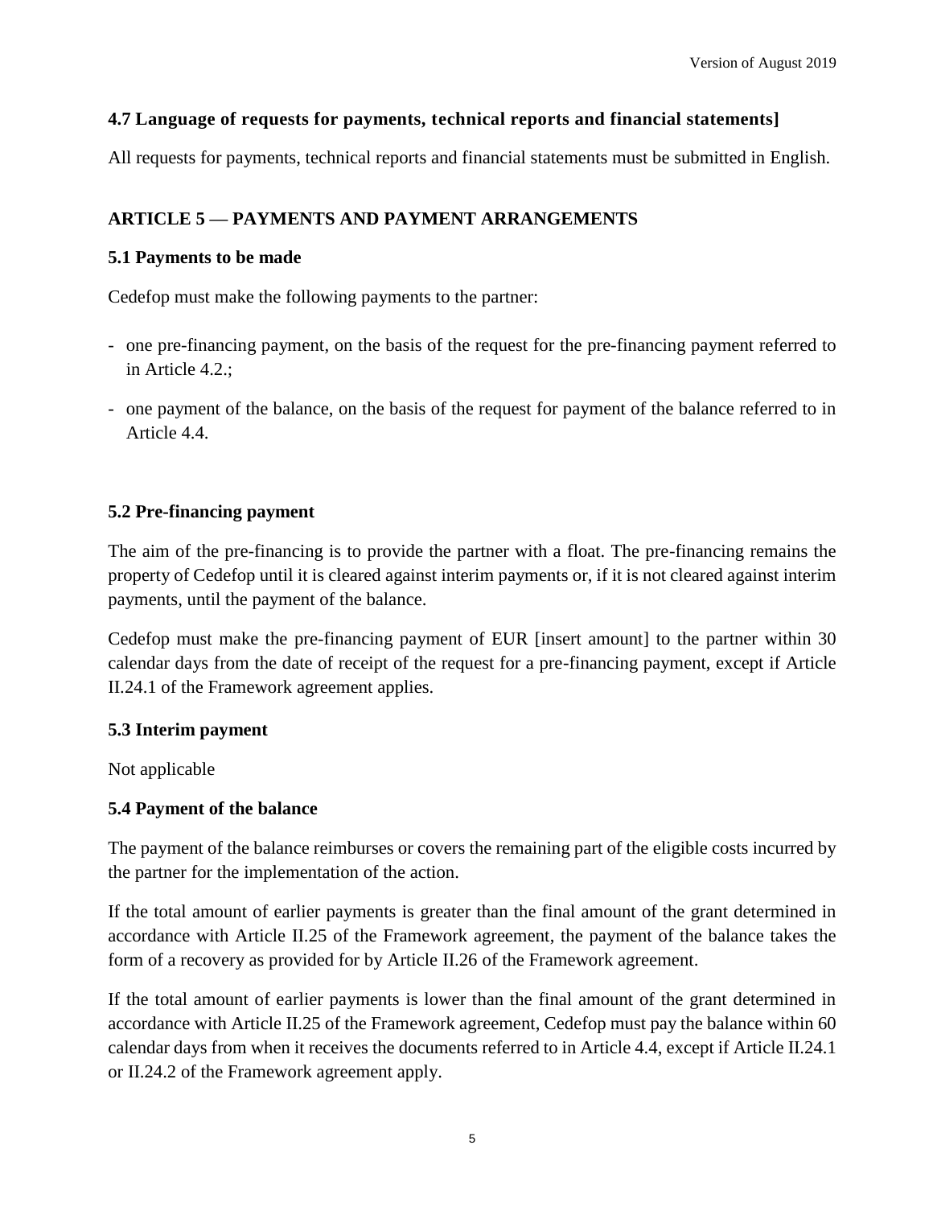### 4.7 Language of requests for payments, technical reports and financial statements]

All requests for payments, technical reports and financial statements must be submitted in English.

## ARTICLE 5 — PAYMENTS AND PAYMENT ARRANGEMENTS

### 5.1 Payments to be made

Cedefop must make the following payments to the partner:

- one pre-financing payment, on the basis of the request for the pre-financing payment referred to in Article 4.2.;
- one payment of the balance, on the basis of the request for payment of the balance referred to in Article 4.4.

### 5.2 Pre-financing payment

The aim of the pre-financing is to provide the partner with a float. The pre-financing remains the property of Cedefop until it is cleared against interim payments or, if it is not cleared against interim payments, until the payment of the balance.

Cedefop must make the pre-financing payment of EUR [insert amount] to the partner within 30 calendar days from the date of receipt of the request for a pre-financing payment, except if Article II.24.1 of the Framework agreement applies.

### 5.3 Interim payment

Not applicable

### 5.4 Payment of the balance

The payment of the balance reimburses or covers the remaining part of the eligible costs incurred by the partner for the implementation of the action.

If the total amount of earlier payments is greater than the final amount of the grant determined in accordance with Article II.25 of the Framework agreement, the payment of the balance takes the form of a recovery as provided for by Article II.26 of the Framework agreement.

If the total amount of earlier payments is lower than the final amount of the grant determined in accordance with Article II.25 of the Framework agreement, Cedefop must pay the balance within 60 calendar days from when it receives the documents referred to in Article 4.4, except if Article II.24.1 or II.24.2 of the Framework agreement apply.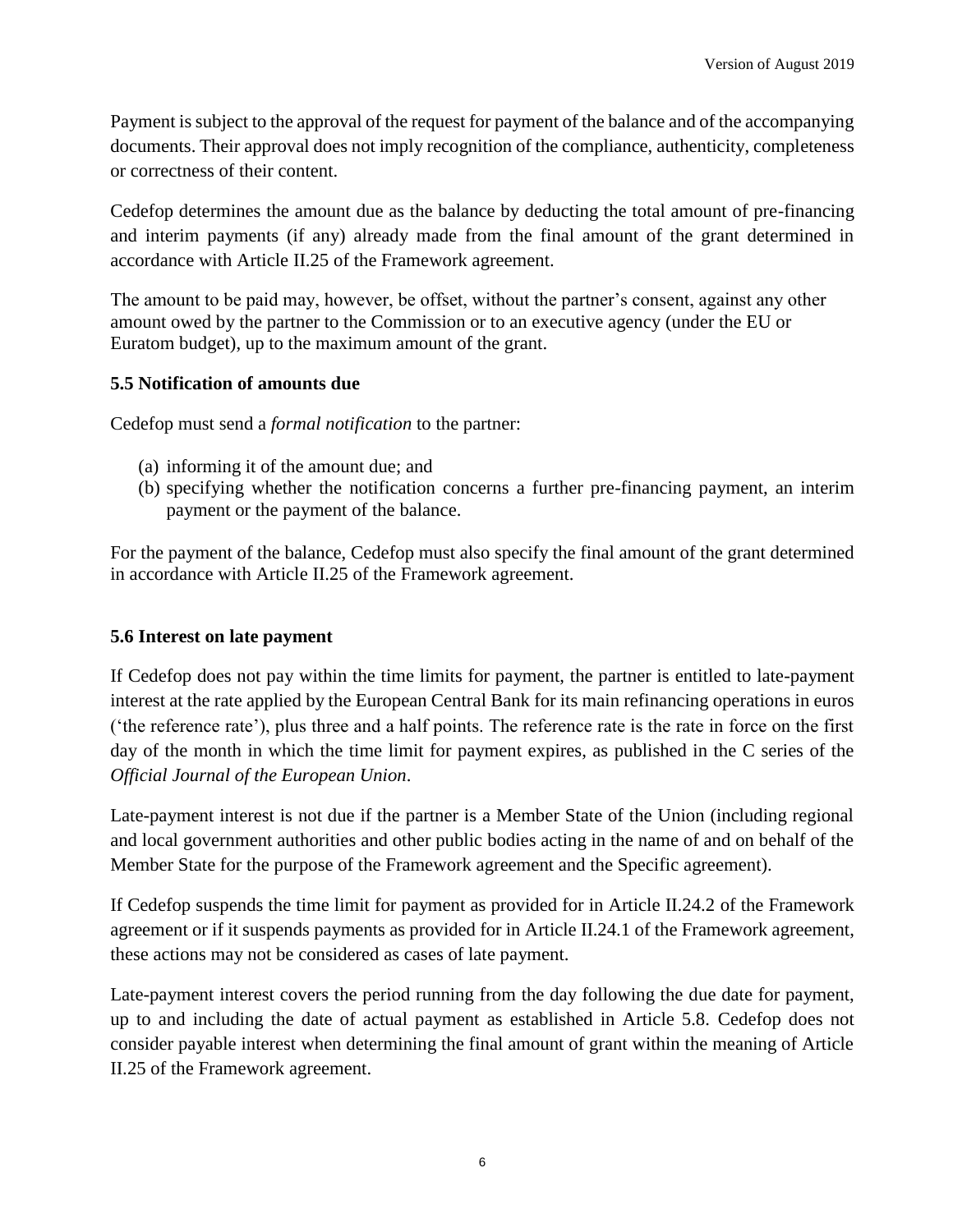Payment is subject to the approval of the request for payment of the balance and of the accompanying documents. Their approval does not imply recognition of the compliance, authenticity, completeness or correctness of their content.

Cedefop determines the amount due as the balance by deducting the total amount of pre-financing and interim payments (if any) already made from the final amount of the grant determined in accordance with Article II.25 of the Framework agreement.

The amount to be paid may, however, be offset, without the partner's consent, against any other amount owed by the partner to the Commission or to an executive agency (under the EU or Euratom budget), up to the maximum amount of the grant.

**5.5 Notification of amounts due**

Cedefop must send a *formal notification* to the partner:

(a) informing it of the amount due; and
(b) specifying whether the notification concerns a further pre-financing payment, an interim payment or the payment of the balance.

For the payment of the balance, Cedefop must also specify the final amount of the grant determined in accordance with Article II.25 of the Framework agreement.

**5.6 Interest on late payment**

If Cedefop does not pay within the time limits for payment, the partner is entitled to late-payment interest at the rate applied by the European Central Bank for its main refinancing operations in euros ('the reference rate'), plus three and a half points. The reference rate is the rate in force on the first day of the month in which the time limit for payment expires, as published in the C series of the *Official Journal of the European Union*.

Late-payment interest is not due if the partner is a Member State of the Union (including regional and local government authorities and other public bodies acting in the name of and on behalf of the Member State for the purpose of the Framework agreement and the Specific agreement).

If Cedefop suspends the time limit for payment as provided for in Article II.24.2 of the Framework agreement or if it suspends payments as provided for in Article II.24.1 of the Framework agreement, these actions may not be considered as cases of late payment.

Late-payment interest covers the period running from the day following the due date for payment, up to and including the date of actual payment as established in Article 5.8. Cedefop does not consider payable interest when determining the final amount of grant within the meaning of Article II.25 of the Framework agreement.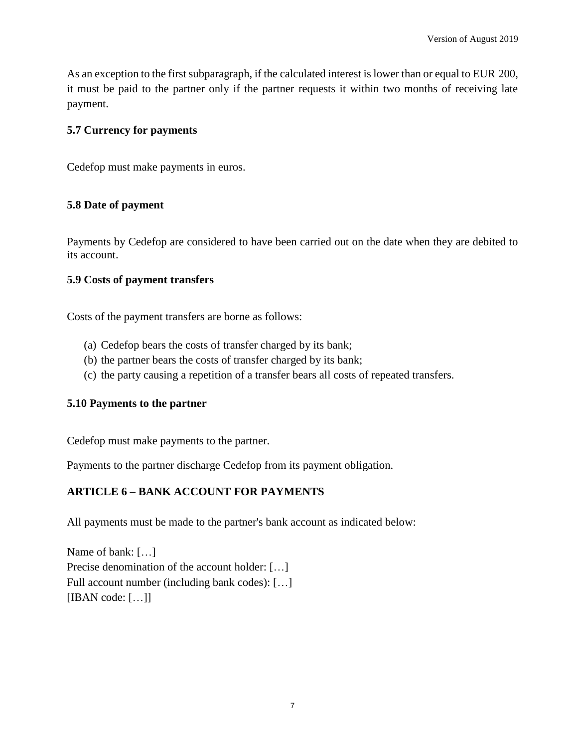As an exception to the first subparagraph, if the calculated interest is lower than or equal to EUR 200, it must be paid to the partner only if the partner requests it within two months of receiving late payment.

### 5.7 Currency for payments

Cedefop must make payments in euros.

### 5.8 Date of payment

Payments by Cedefop are considered to have been carried out on the date when they are debited to its account.

### 5.9 Costs of payment transfers

Costs of the payment transfers are borne as follows:

(a) Cedefop bears the costs of transfer charged by its bank;
(b) the partner bears the costs of transfer charged by its bank;
(c) the party causing a repetition of a transfer bears all costs of repeated transfers.

### 5.10 Payments to the partner

Cedefop must make payments to the partner.

Payments to the partner discharge Cedefop from its payment obligation.

## ARTICLE 6 – BANK ACCOUNT FOR PAYMENTS

All payments must be made to the partner's bank account as indicated below:

Name of bank: […]
Precise denomination of the account holder: […]
Full account number (including bank codes): […]
[IBAN code: […]]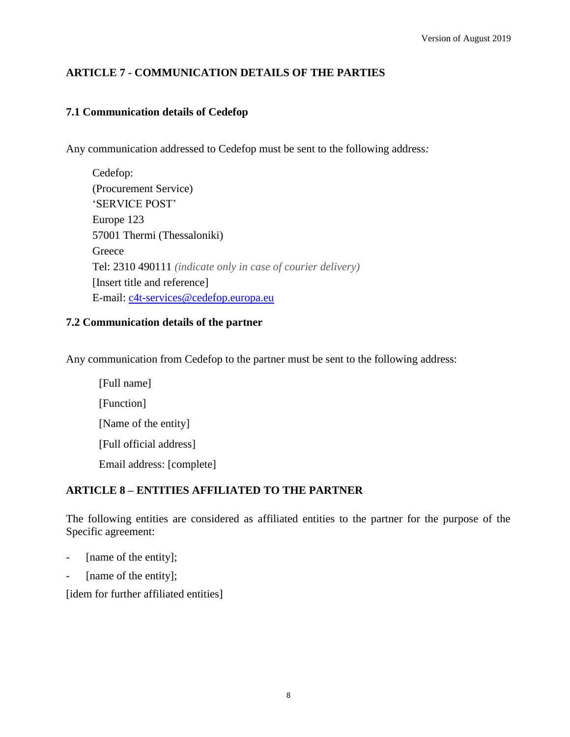## ARTICLE 7 - COMMUNICATION DETAILS OF THE PARTIES

### 7.1 Communication details of Cedefop

Any communication addressed to Cedefop must be sent to the following address:

Cedefop:
(Procurement Service)
'SERVICE POST'
Europe 123
57001 Thermi (Thessaloniki)
Greece
Tel: 2310 490111 *(indicate only in case of courier delivery)*
[Insert title and reference]
E-mail: c4t-services@cedefop.europa.eu

### 7.2 Communication details of the partner

Any communication from Cedefop to the partner must be sent to the following address:

[Full name]

[Function]

[Name of the entity]

[Full official address]

Email address: [complete]

## ARTICLE 8 – ENTITIES AFFILIATED TO THE PARTNER

The following entities are considered as affiliated entities to the partner for the purpose of the Specific agreement:

- [name of the entity];
- [name of the entity];

[idem for further affiliated entities]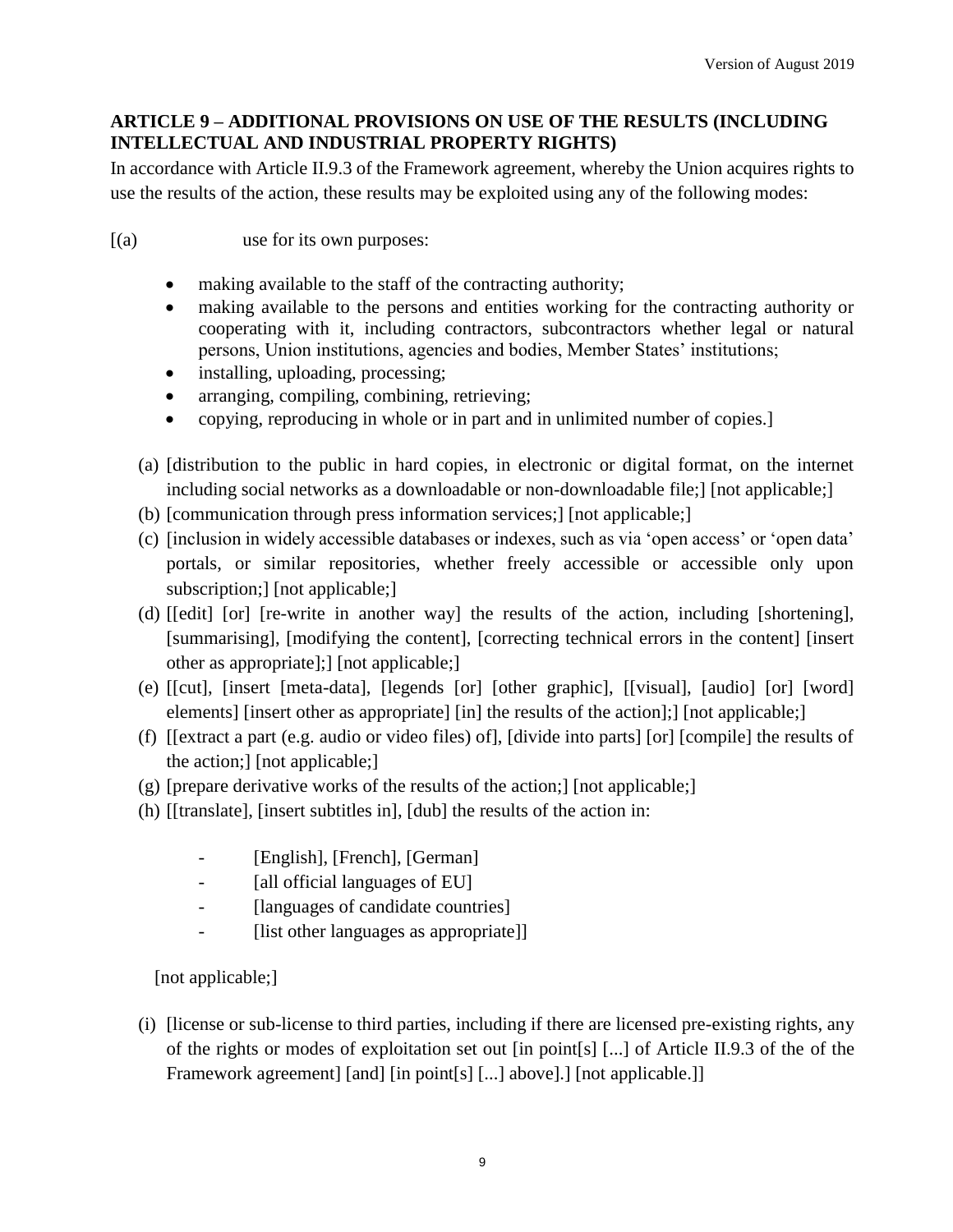## ARTICLE 9 – ADDITIONAL PROVISIONS ON USE OF THE RESULTS (INCLUDING INTELLECTUAL AND INDUSTRIAL PROPERTY RIGHTS)

In accordance with Article II.9.3 of the Framework agreement, whereby the Union acquires rights to use the results of the action, these results may be exploited using any of the following modes:

[(a) use for its own purposes:

- making available to the staff of the contracting authority;
- making available to the persons and entities working for the contracting authority or cooperating with it, including contractors, subcontractors whether legal or natural persons, Union institutions, agencies and bodies, Member States' institutions;
- installing, uploading, processing;
- arranging, compiling, combining, retrieving;
- copying, reproducing in whole or in part and in unlimited number of copies.]

(a) [distribution to the public in hard copies, in electronic or digital format, on the internet including social networks as a downloadable or non-downloadable file;] [not applicable;]

(b) [communication through press information services;] [not applicable;]

(c) [inclusion in widely accessible databases or indexes, such as via 'open access' or 'open data' portals, or similar repositories, whether freely accessible or accessible only upon subscription;] [not applicable;]

(d) [[edit] [or] [re-write in another way] the results of the action, including [shortening], [summarising], [modifying the content], [correcting technical errors in the content] [insert other as appropriate];] [not applicable;]

(e) [[cut], [insert [meta-data], [legends [or] [other graphic], [[visual], [audio] [or] [word] elements] [insert other as appropriate] [in] the results of the action];] [not applicable;]

(f) [[extract a part (e.g. audio or video files) of], [divide into parts] [or] [compile] the results of the action;] [not applicable;]

(g) [prepare derivative works of the results of the action;] [not applicable;]

(h) [[translate], [insert subtitles in], [dub] the results of the action in:

- [English], [French], [German]
- [all official languages of EU]
- [languages of candidate countries]
- [list other languages as appropriate]]

[not applicable;]

(i) [license or sub-license to third parties, including if there are licensed pre-existing rights, any of the rights or modes of exploitation set out [in point[s] [...] of Article II.9.3 of the of the Framework agreement] [and] [in point[s] [...] above].] [not applicable.]]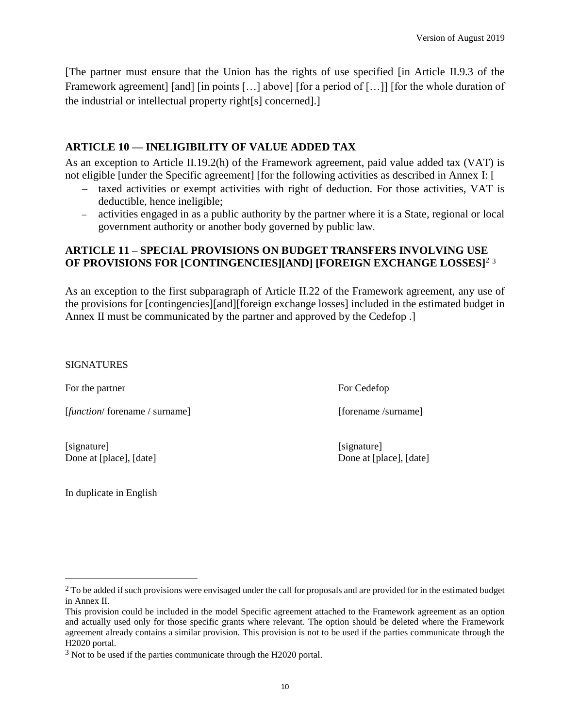[The partner must ensure that the Union has the rights of use specified [in Article II.9.3 of the Framework agreement] [and] [in points […] above] [for a period of […]] [for the whole duration of the industrial or intellectual property right[s] concerned].]

## ARTICLE 10 — INELIGIBILITY OF VALUE ADDED TAX

As an exception to Article II.19.2(h) of the Framework agreement, paid value added tax (VAT) is not eligible [under the Specific agreement] [for the following activities as described in Annex I: [

- taxed activities or exempt activities with right of deduction. For those activities, VAT is deductible, hence ineligible;
- activities engaged in as a public authority by the partner where it is a State, regional or local government authority or another body governed by public law.

## ARTICLE 11 – SPECIAL PROVISIONS ON BUDGET TRANSFERS INVOLVING USE OF PROVISIONS FOR [CONTINGENCIES][AND] [FOREIGN EXCHANGE LOSSES][2] [3]

As an exception to the first subparagraph of Article II.22 of the Framework agreement, any use of the provisions for [contingencies][and][foreign exchange losses] included in the estimated budget in Annex II must be communicated by the partner and approved by the Cedefop .]

SIGNATURES

For the partner

[*function*/ forename / surname]

[signature]
Done at [place], [date]

For Cedefop

[forename /surname]

[signature]
Done at [place], [date]

In duplicate in English

---

[2] To be added if such provisions were envisaged under the call for proposals and are provided for in the estimated budget in Annex II.

This provision could be included in the model Specific agreement attached to the Framework agreement as an option and actually used only for those specific grants where relevant. The option should be deleted where the Framework agreement already contains a similar provision. This provision is not to be used if the parties communicate through the H2020 portal.

[3] Not to be used if the parties communicate through the H2020 portal.